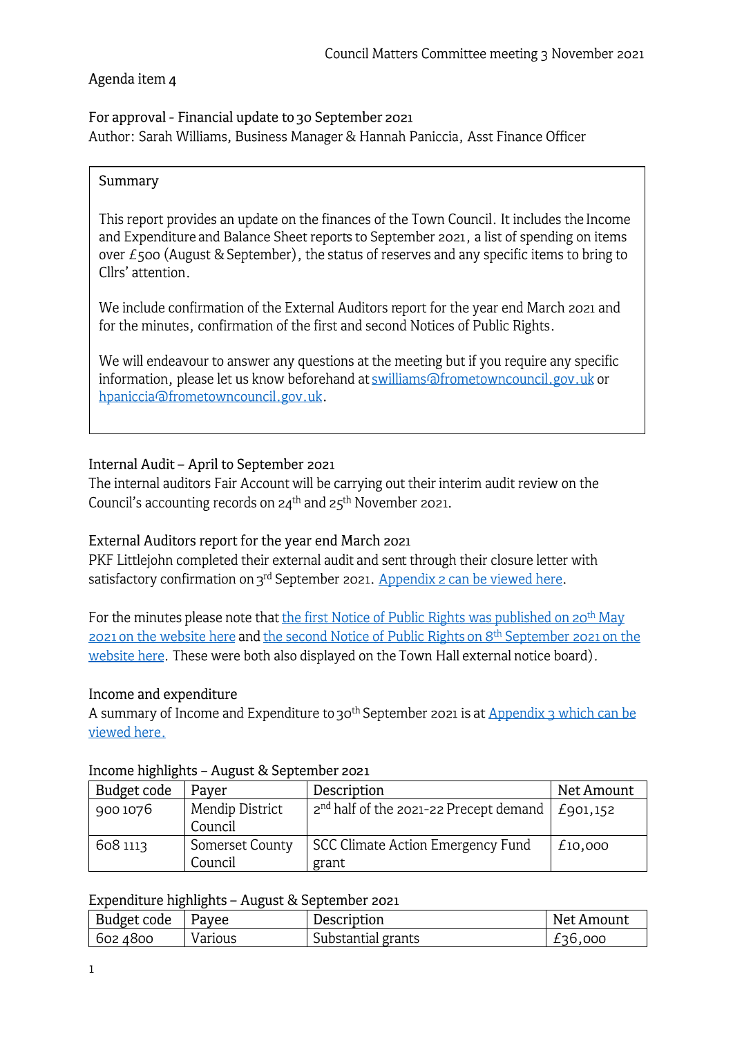Council Matters Committee meeting 3 November 2021

Agenda item 4

For approval - Financial update to 30 September 2021

Author: Sarah Williams, Business Manager & Hannah Paniccia, Asst Finance Officer

| Summary |
|---|
| This report provides an update on the finances of the Town Council. It includes the Income and Expenditure and Balance Sheet reports to September 2021, a list of spending on items over £500 (August & September), the status of reserves and any specific items to bring to Cllrs' attention.<br><br>We include confirmation of the External Auditors report for the year end March 2021 and for the minutes, confirmation of the first and second Notices of Public Rights.<br><br>We will endeavour to answer any questions at the meeting but if you require any specific information, please let us know beforehand at swilliams@frometowncouncil.gov.uk or hpaniccia@frometowncouncil.gov.uk. |

## Internal Audit – April to September 2021

The internal auditors Fair Account will be carrying out their interim audit review on the Council's accounting records on 24th and 25th November 2021.

## External Auditors report for the year end March 2021

PKF Littlejohn completed their external audit and sent through their closure letter with satisfactory confirmation on 3rd September 2021. Appendix 2 can be viewed here.

For the minutes please note that the first Notice of Public Rights was published on 20th May 2021 on the website here and the second Notice of Public Rights on 8th September 2021 on the website here. These were both also displayed on the Town Hall external notice board).

## Income and expenditure

A summary of Income and Expenditure to 30th September 2021 is at Appendix 3 which can be viewed here.

### Income highlights – August & September 2021

| Budget code | Payer | Description | Net Amount |
|---|---|---|---|
| 900 1076 | Mendip District Council | 2nd half of the 2021-22 Precept demand | £901,152 |
| 608 1113 | Somerset County Council | SCC Climate Action Emergency Fund grant | £10,000 |

### Expenditure highlights – August & September 2021

| Budget code | Payee | Description | Net Amount |
|---|---|---|---|
| 602 4800 | Various | Substantial grants | £36,000 |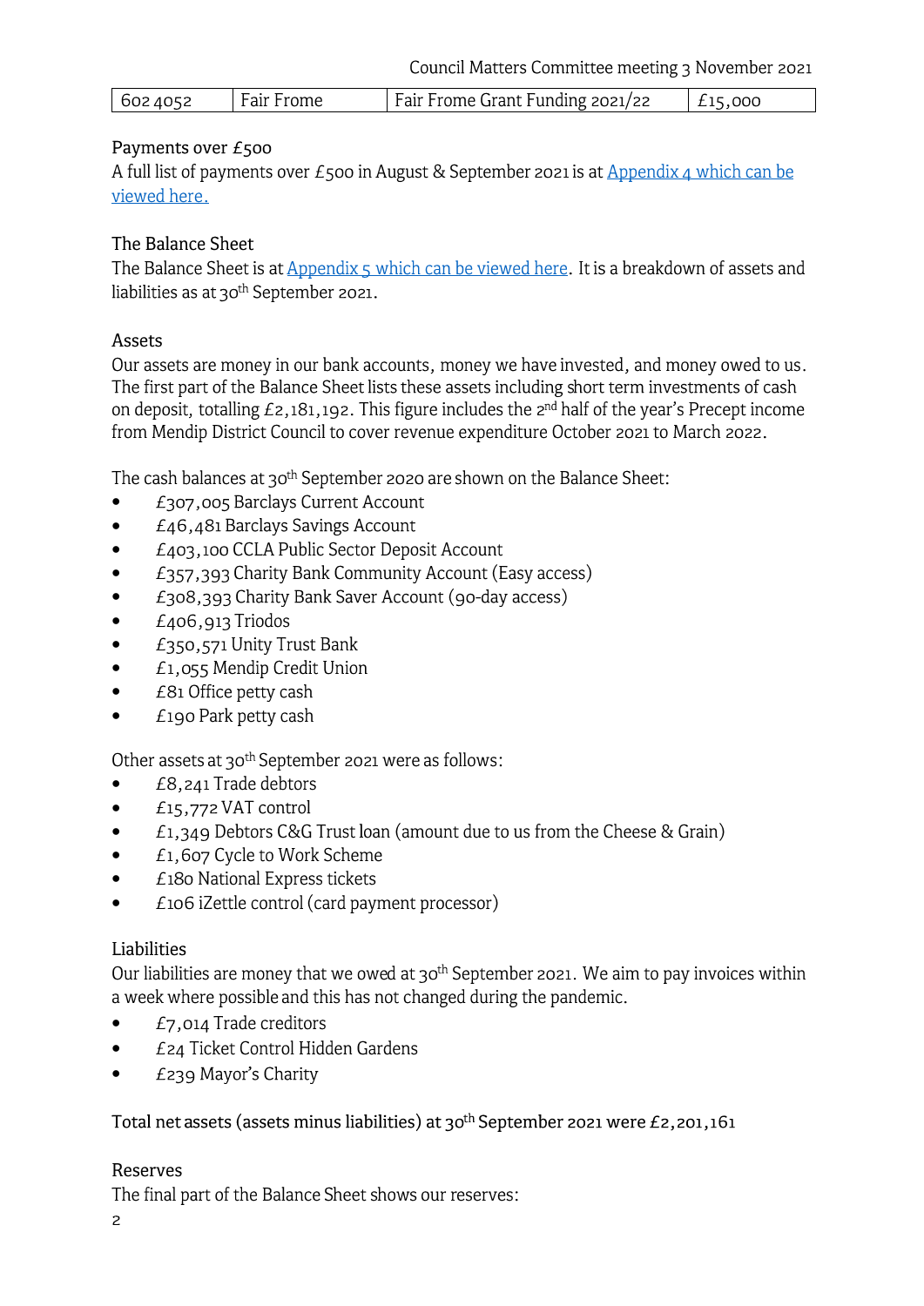| | | | |
|---|---|---|---|
| 602 4052 | Fair Frome | Fair Frome Grant Funding 2021/22 | £15,000 |

Payments over £500

A full list of payments over £500 in August & September 2021 is at [Appendix 4 which can be viewed here.]

The Balance Sheet

The Balance Sheet is at [Appendix 5 which can be viewed here]. It is a breakdown of assets and liabilities as at 30th September 2021.

Assets

Our assets are money in our bank accounts, money we have invested, and money owed to us. The first part of the Balance Sheet lists these assets including short term investments of cash on deposit, totalling £2,181,192. This figure includes the 2nd half of the year's Precept income from Mendip District Council to cover revenue expenditure October 2021 to March 2022.

The cash balances at 30th September 2020 are shown on the Balance Sheet:

- £307,005 Barclays Current Account
- £46,481 Barclays Savings Account
- £403,100 CCLA Public Sector Deposit Account
- £357,393 Charity Bank Community Account (Easy access)
- £308,393 Charity Bank Saver Account (90-day access)
- £406,913 Triodos
- £350,571 Unity Trust Bank
- £1,055 Mendip Credit Union
- £81 Office petty cash
- £190 Park petty cash

Other assets at 30th September 2021 were as follows:

- £8,241 Trade debtors
- £15,772 VAT control
- £1,349 Debtors C&G Trust loan (amount due to us from the Cheese & Grain)
- £1,607 Cycle to Work Scheme
- £180 National Express tickets
- £106 iZettle control (card payment processor)

Liabilities

Our liabilities are money that we owed at 30th September 2021. We aim to pay invoices within a week where possible and this has not changed during the pandemic.

- £7,014 Trade creditors
- £24 Ticket Control Hidden Gardens
- £239 Mayor's Charity

Total net assets (assets minus liabilities) at 30th September 2021 were £2,201,161

Reserves

The final part of the Balance Sheet shows our reserves: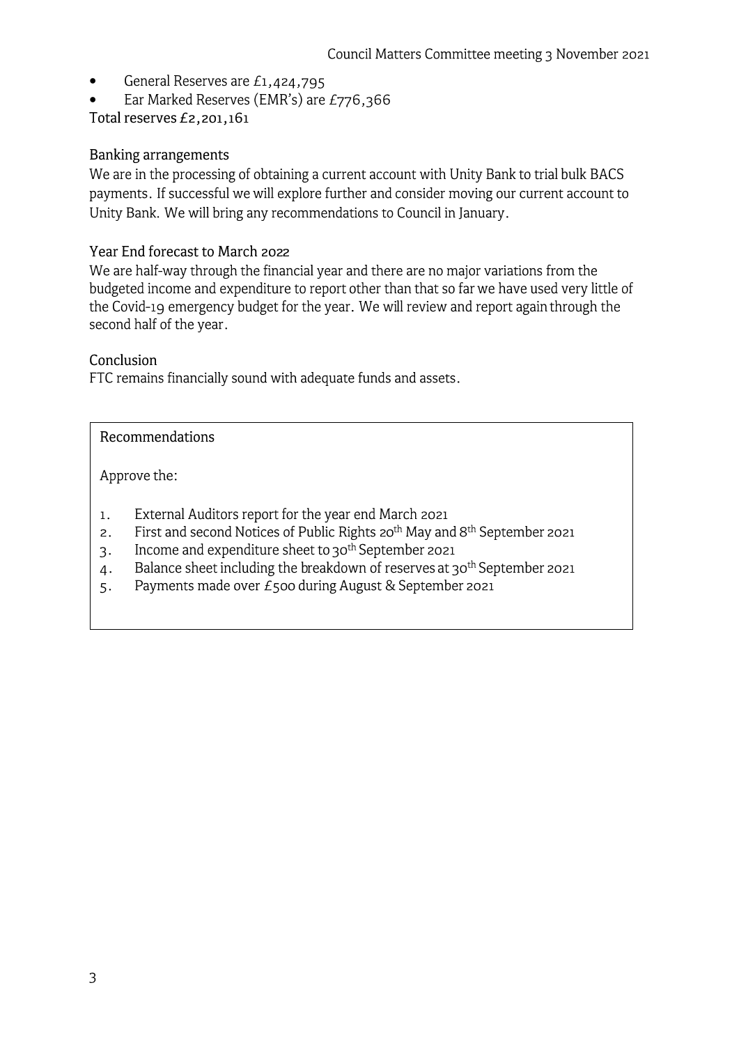- General Reserves are £1,424,795
- Ear Marked Reserves (EMR's) are £776,366

Total reserves £2,201,161

### Banking arrangements

We are in the processing of obtaining a current account with Unity Bank to trial bulk BACS payments. If successful we will explore further and consider moving our current account to Unity Bank. We will bring any recommendations to Council in January.

### Year End forecast to March 2022

We are half-way through the financial year and there are no major variations from the budgeted income and expenditure to report other than that so far we have used very little of the Covid-19 emergency budget for the year. We will review and report again through the second half of the year.

### Conclusion

FTC remains financially sound with adequate funds and assets.

### Recommendations

Approve the:

1. External Auditors report for the year end March 2021
2. First and second Notices of Public Rights 20th May and 8th September 2021
3. Income and expenditure sheet to 30th September 2021
4. Balance sheet including the breakdown of reserves at 30th September 2021
5. Payments made over £500 during August & September 2021